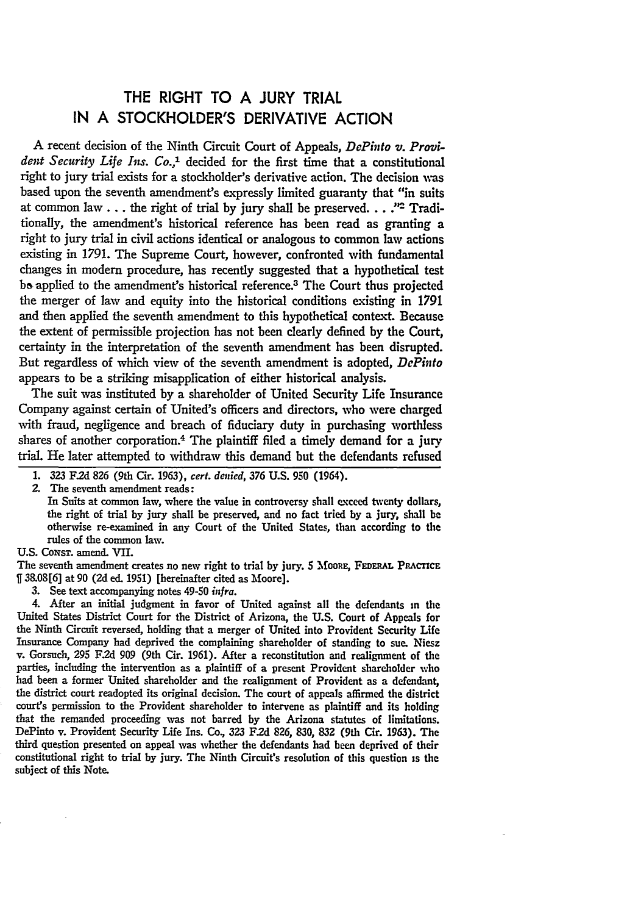# THE RIGHT TO A JURY TRIAL IN A STOCKHOLDER'S DERIVATIVE ACTION

A recent decision of the Ninth Circuit Court of Appeals, *DePinto v. Provident Security Life Ins. Co.*,[1] decided for the first time that a constitutional right to jury trial exists for a stockholder's derivative action. The decision was based upon the seventh amendment's expressly limited guaranty that "in suits at common law . . . the right of trial by jury shall be preserved. . . ."[2] Traditionally, the amendment's historical reference has been read as granting a right to jury trial in civil actions identical or analogous to common law actions existing in 1791. The Supreme Court, however, confronted with fundamental changes in modern procedure, has recently suggested that a hypothetical test be applied to the amendment's historical reference.[3] The Court thus projected the merger of law and equity into the historical conditions existing in 1791 and then applied the seventh amendment to this hypothetical context. Because the extent of permissible projection has not been clearly defined by the Court, certainty in the interpretation of the seventh amendment has been disrupted. But regardless of which view of the seventh amendment is adopted, *DePinto* appears to be a striking misapplication of either historical analysis.

The suit was instituted by a shareholder of United Security Life Insurance Company against certain of United's officers and directors, who were charged with fraud, negligence and breach of fiduciary duty in purchasing worthless shares of another corporation.[4] The plaintiff filed a timely demand for a jury trial. He later attempted to withdraw this demand but the defendants refused

---

1. 323 F.2d 826 (9th Cir. 1963), *cert. denied*, 376 U.S. 950 (1964).

2. The seventh amendment reads:

   In Suits at common law, where the value in controversy shall exceed twenty dollars, the right of trial by jury shall be preserved, and no fact tried by a jury, shall be otherwise re-examined in any Court of the United States, than according to the rules of the common law.

U.S. CONST. amend. VII.

The seventh amendment creates no new right to trial by jury. 5 MOORE, FEDERAL PRACTICE ¶ 38.08[6] at 90 (2d ed. 1951) [hereinafter cited as Moore].

3. See text accompanying notes 49-50 *infra*.

4. After an initial judgment in favor of United against all the defendants in the United States District Court for the District of Arizona, the U.S. Court of Appeals for the Ninth Circuit reversed, holding that a merger of United into Provident Security Life Insurance Company had deprived the complaining shareholder of standing to sue. Niesz v. Gorsuch, 295 F.2d 909 (9th Cir. 1961). After a reconstitution and realignment of the parties, including the intervention as a plaintiff of a present Provident shareholder who had been a former United shareholder and the realignment of Provident as a defendant, the district court readopted its original decision. The court of appeals affirmed the district court's permission to the Provident shareholder to intervene as plaintiff and its holding that the remanded proceeding was not barred by the Arizona statutes of limitations. DePinto v. Provident Security Life Ins. Co., 323 F.2d 826, 830, 832 (9th Cir. 1963). The third question presented on appeal was whether the defendants had been deprived of their constitutional right to trial by jury. The Ninth Circuit's resolution of this question is the subject of this Note.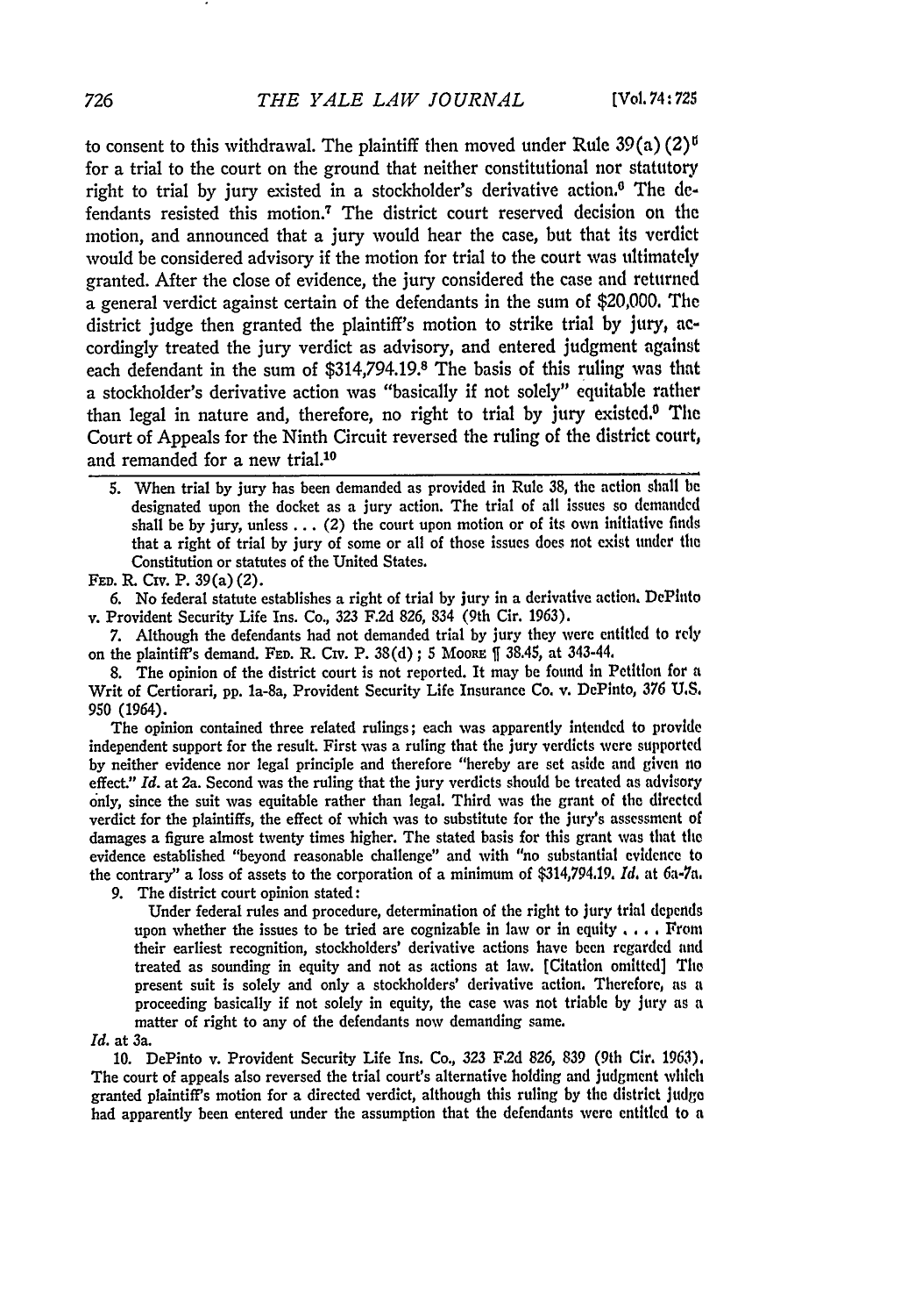to consent to this withdrawal. The plaintiff then moved under Rule 39(a)(2)[5] for a trial to the court on the ground that neither constitutional nor statutory right to trial by jury existed in a stockholder's derivative action.[6] The defendants resisted this motion.[7] The district court reserved decision on the motion, and announced that a jury would hear the case, but that its verdict would be considered advisory if the motion for trial to the court was ultimately granted. After the close of evidence, the jury considered the case and returned a general verdict against certain of the defendants in the sum of $20,000. The district judge then granted the plaintiff's motion to strike trial by jury, accordingly treated the jury verdict as advisory, and entered judgment against each defendant in the sum of $314,794.19.[8] The basis of this ruling was that a stockholder's derivative action was "basically if not solely" equitable rather than legal in nature and, therefore, no right to trial by jury existed.[9] The Court of Appeals for the Ninth Circuit reversed the ruling of the district court, and remanded for a new trial.[10]

---

5. When trial by jury has been demanded as provided in Rule 38, the action shall be designated upon the docket as a jury action. The trial of all issues so demanded shall be by jury, unless . . . (2) the court upon motion or of its own initiative finds that a right of trial by jury of some or all of those issues does not exist under the Constitution or statutes of the United States.

FED. R. CIV. P. 39(a)(2).

6. No federal statute establishes a right of trial by jury in a derivative action. DePinto v. Provident Security Life Ins. Co., 323 F.2d 826, 834 (9th Cir. 1963).

7. Although the defendants had not demanded trial by jury they were entitled to rely on the plaintiff's demand. FED. R. CIV. P. 38(d); 5 MOORE ¶ 38.45, at 343-44.

8. The opinion of the district court is not reported. It may be found in Petition for a Writ of Certiorari, pp. 1a-8a, Provident Security Life Insurance Co. v. DePinto, 376 U.S. 950 (1964).

The opinion contained three related rulings; each was apparently intended to provide independent support for the result. First was a ruling that the jury verdicts were supported by neither evidence nor legal principle and therefore "hereby are set aside and given no effect." *Id.* at 2a. Second was the ruling that the jury verdicts should be treated as advisory only, since the suit was equitable rather than legal. Third was the grant of the directed verdict for the plaintiffs, the effect of which was to substitute for the jury's assessment of damages a figure almost twenty times higher. The stated basis for this grant was that the evidence established "beyond reasonable challenge" and with "no substantial evidence to the contrary" a loss of assets to the corporation of a minimum of $314,794.19. *Id.* at 6a-7a.

9. The district court opinion stated:

> Under federal rules and procedure, determination of the right to jury trial depends upon whether the issues to be tried are cognizable in law or in equity . . . . From their earliest recognition, stockholders' derivative actions have been regarded and treated as sounding in equity and not as actions at law. [Citation omitted] The present suit is solely and only a stockholders' derivative action. Therefore, as a proceeding basically if not solely in equity, the case was not triable by jury as a matter of right to any of the defendants now demanding same.

*Id.* at 3a.

10. DePinto v. Provident Security Life Ins. Co., 323 F.2d 826, 839 (9th Cir. 1963). The court of appeals also reversed the trial court's alternative holding and judgment which granted plaintiff's motion for a directed verdict, although this ruling by the district judge had apparently been entered under the assumption that the defendants were entitled to a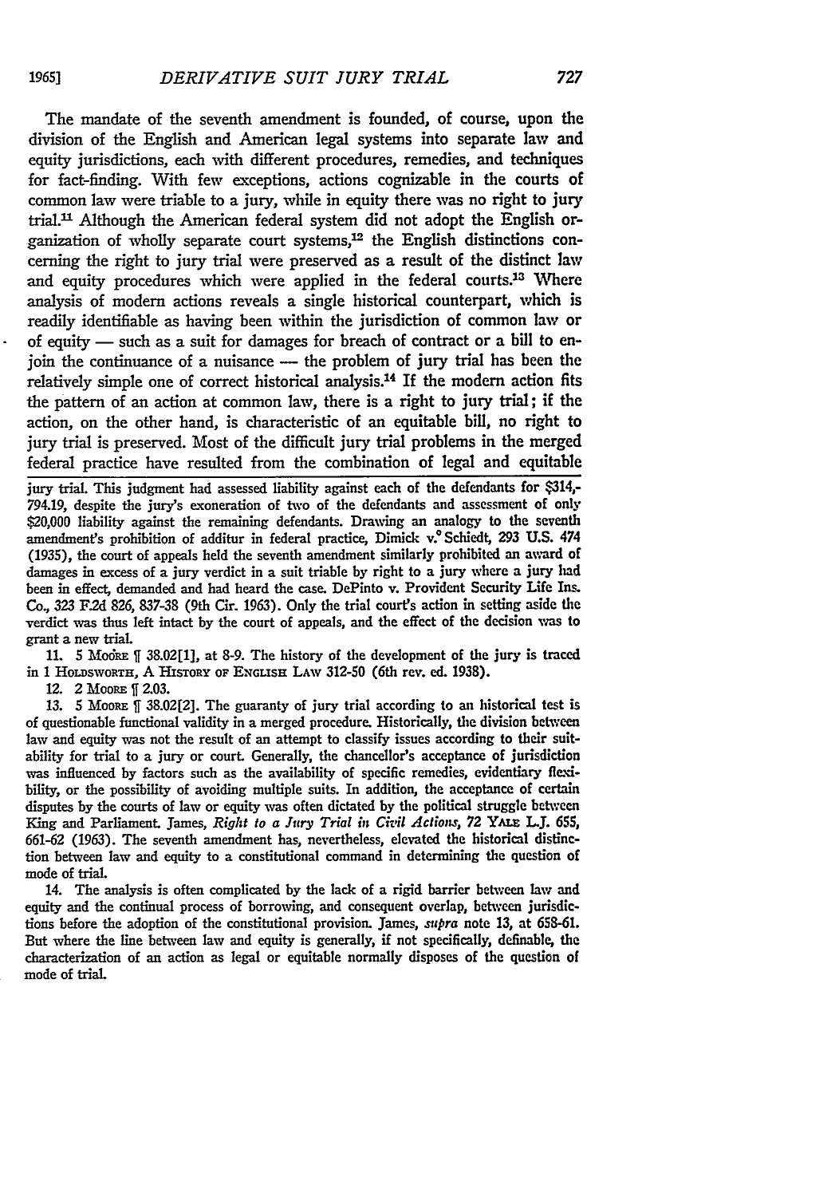The mandate of the seventh amendment is founded, of course, upon the division of the English and American legal systems into separate law and equity jurisdictions, each with different procedures, remedies, and techniques for fact-finding. With few exceptions, actions cognizable in the courts of common law were triable to a jury, while in equity there was no right to jury trial.[11] Although the American federal system did not adopt the English organization of wholly separate court systems,[12] the English distinctions concerning the right to jury trial were preserved as a result of the distinct law and equity procedures which were applied in the federal courts.[13] Where analysis of modern actions reveals a single historical counterpart, which is readily identifiable as having been within the jurisdiction of common law or of equity — such as a suit for damages for breach of contract or a bill to enjoin the continuance of a nuisance — the problem of jury trial has been the relatively simple one of correct historical analysis.[14] If the modern action fits the pattern of an action at common law, there is a right to jury trial; if the action, on the other hand, is characteristic of an equitable bill, no right to jury trial is preserved. Most of the difficult jury trial problems in the merged federal practice have resulted from the combination of legal and equitable

---

jury trial. This judgment had assessed liability against each of the defendants for $314,794.19, despite the jury's exoneration of two of the defendants and assessment of only $20,000 liability against the remaining defendants. Drawing an analogy to the seventh amendment's prohibition of additur in federal practice, Dimick v. Schiedt, 293 U.S. 474 (1935), the court of appeals held the seventh amendment similarly prohibited an award of damages in excess of a jury verdict in a suit triable by right to a jury where a jury had been in effect, demanded and had heard the case. DePinto v. Provident Security Life Ins. Co., 323 F.2d 826, 837-38 (9th Cir. 1963). Only the trial court's action in setting aside the verdict was thus left intact by the court of appeals, and the effect of the decision was to grant a new trial.

11. 5 MOORE ¶ 38.02[1], at 8-9. The history of the development of the jury is traced in 1 HOLDSWORTH, A HISTORY OF ENGLISH LAW 312-50 (6th rev. ed. 1938).

12. 2 MOORE ¶ 2.03.

13. 5 MOORE ¶ 38.02[2]. The guaranty of jury trial according to an historical test is of questionable functional validity in a merged procedure. Historically, the division between law and equity was not the result of an attempt to classify issues according to their suitability for trial to a jury or court. Generally, the chancellor's acceptance of jurisdiction was influenced by factors such as the availability of specific remedies, evidentiary flexibility, or the possibility of avoiding multiple suits. In addition, the acceptance of certain disputes by the courts of law or equity was often dictated by the political struggle between King and Parliament. James, *Right to a Jury Trial in Civil Actions*, 72 YALE L.J. 655, 661-62 (1963). The seventh amendment has, nevertheless, elevated the historical distinction between law and equity to a constitutional command in determining the question of mode of trial.

14. The analysis is often complicated by the lack of a rigid barrier between law and equity and the continual process of borrowing, and consequent overlap, between jurisdictions before the adoption of the constitutional provision. James, *supra* note 13, at 658-61. But where the line between law and equity is generally, if not specifically, definable, the characterization of an action as legal or equitable normally disposes of the question of mode of trial.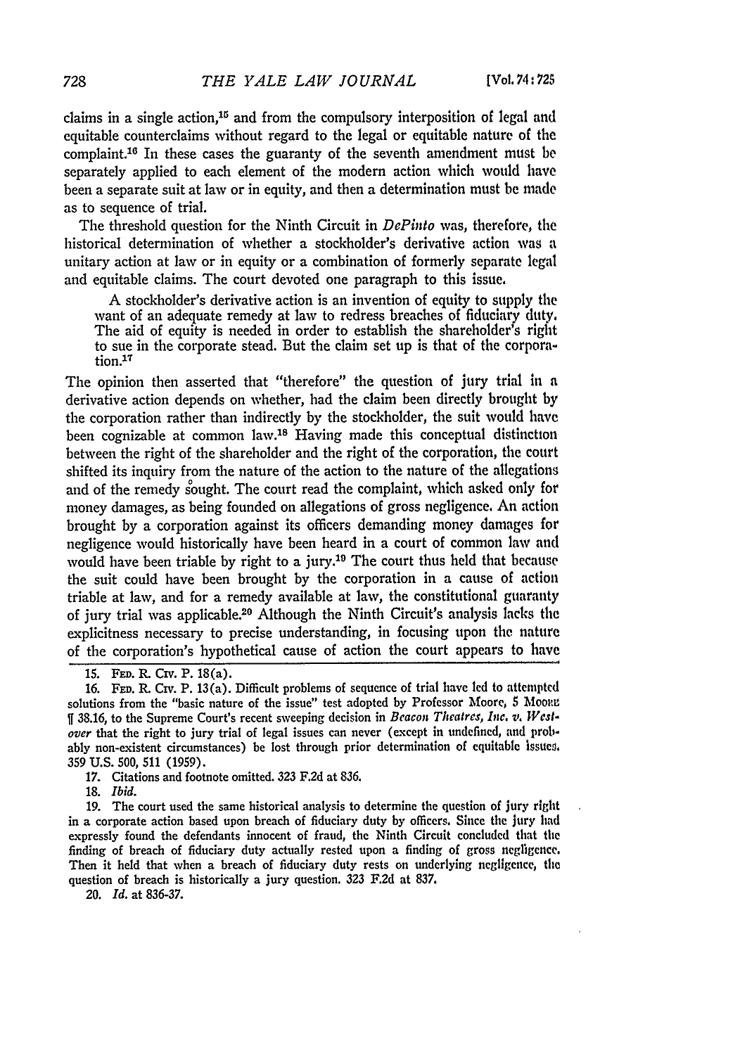claims in a single action,[15] and from the compulsory interposition of legal and equitable counterclaims without regard to the legal or equitable nature of the complaint.[16] In these cases the guaranty of the seventh amendment must be separately applied to each element of the modern action which would have been a separate suit at law or in equity, and then a determination must be made as to sequence of trial.

The threshold question for the Ninth Circuit in *DePinto* was, therefore, the historical determination of whether a stockholder's derivative action was a unitary action at law or in equity or a combination of formerly separate legal and equitable claims. The court devoted one paragraph to this issue.

> A stockholder's derivative action is an invention of equity to supply the want of an adequate remedy at law to redress breaches of fiduciary duty. The aid of equity is needed in order to establish the shareholder's right to sue in the corporate stead. But the claim set up is that of the corporation.[17]

The opinion then asserted that "therefore" the question of jury trial in a derivative action depends on whether, had the claim been directly brought by the corporation rather than indirectly by the stockholder, the suit would have been cognizable at common law.[18] Having made this conceptual distinction between the right of the shareholder and the right of the corporation, the court shifted its inquiry from the nature of the action to the nature of the allegations and of the remedy sought. The court read the complaint, which asked only for money damages, as being founded on allegations of gross negligence. An action brought by a corporation against its officers demanding money damages for negligence would historically have been heard in a court of common law and would have been triable by right to a jury.[19] The court thus held that because the suit could have been brought by the corporation in a cause of action triable at law, and for a remedy available at law, the constitutional guaranty of jury trial was applicable.[20] Although the Ninth Circuit's analysis lacks the explicitness necessary to precise understanding, in focusing upon the nature of the corporation's hypothetical cause of action the court appears to have

---

15. FED. R. CIV. P. 18(a).

16. FED. R. CIV. P. 13(a). Difficult problems of sequence of trial have led to attempted solutions from the "basic nature of the issue" test adopted by Professor Moore, 5 MOORE ¶ 38.16, to the Supreme Court's recent sweeping decision in *Beacon Theatres, Inc. v. Westover* that the right to jury trial of legal issues can never (except in undefined, and probably non-existent circumstances) be lost through prior determination of equitable issues. 359 U.S. 500, 511 (1959).

17. Citations and footnote omitted. 323 F.2d at 836.

18. *Ibid.*

19. The court used the same historical analysis to determine the question of jury right in a corporate action based upon breach of fiduciary duty by officers. Since the jury had expressly found the defendants innocent of fraud, the Ninth Circuit concluded that the finding of breach of fiduciary duty actually rested upon a finding of gross negligence. Then it held that when a breach of fiduciary duty rests on underlying negligence, the question of breach is historically a jury question. 323 F.2d at 837.

20. *Id.* at 836-37.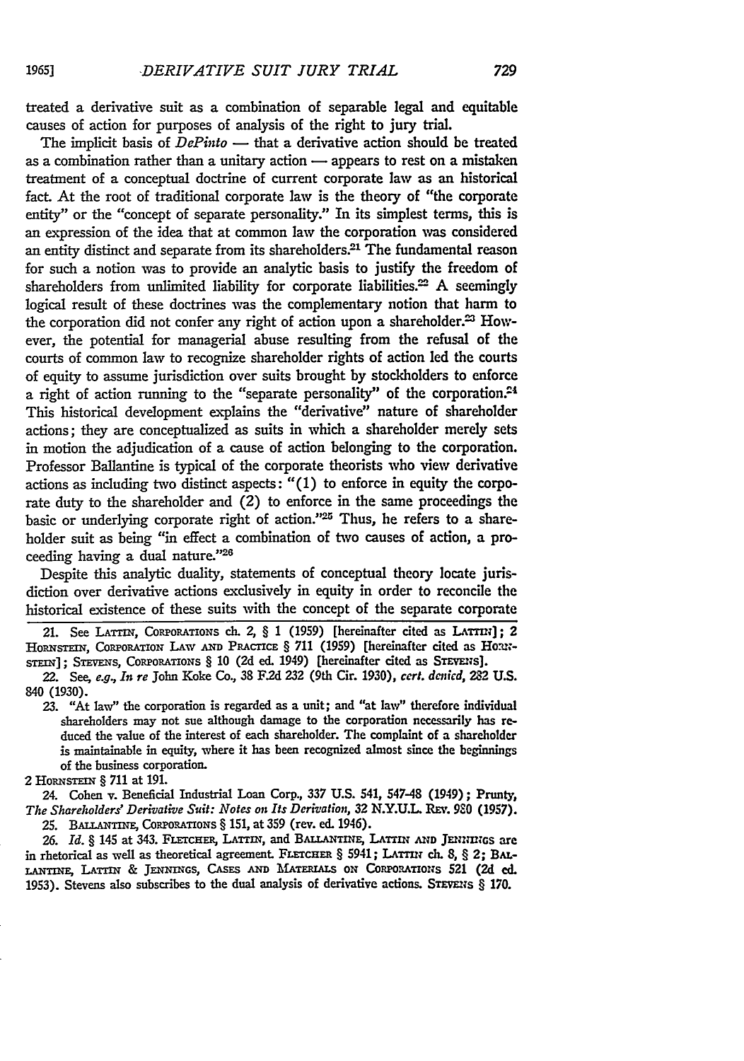treated a derivative suit as a combination of separable legal and equitable causes of action for purposes of analysis of the right to jury trial.

The implicit basis of *DePinto* — that a derivative action should be treated as a combination rather than a unitary action — appears to rest on a mistaken treatment of a conceptual doctrine of current corporate law as an historical fact. At the root of traditional corporate law is the theory of "the corporate entity" or the "concept of separate personality." In its simplest terms, this is an expression of the idea that at common law the corporation was considered an entity distinct and separate from its shareholders.[21] The fundamental reason for such a notion was to provide an analytic basis to justify the freedom of shareholders from unlimited liability for corporate liabilities.[22] A seemingly logical result of these doctrines was the complementary notion that harm to the corporation did not confer any right of action upon a shareholder.[23] However, the potential for managerial abuse resulting from the refusal of the courts of common law to recognize shareholder rights of action led the courts of equity to assume jurisdiction over suits brought by stockholders to enforce a right of action running to the "separate personality" of the corporation.[24] This historical development explains the "derivative" nature of shareholder actions; they are conceptualized as suits in which a shareholder merely sets in motion the adjudication of a cause of action belonging to the corporation. Professor Ballantine is typical of the corporate theorists who view derivative actions as including two distinct aspects: "(1) to enforce in equity the corporate duty to the shareholder and (2) to enforce in the same proceedings the basic or underlying corporate right of action."[25] Thus, he refers to a shareholder suit as being "in effect a combination of two causes of action, a proceeding having a dual nature."[26]

Despite this analytic duality, statements of conceptual theory locate jurisdiction over derivative actions exclusively in equity in order to reconcile the historical existence of these suits with the concept of the separate corporate

---

21. See LATTIN, CORPORATIONS ch. 2, § 1 (1959) [hereinafter cited as LATTIN]; 2 HORNSTEIN, CORPORATION LAW AND PRACTICE § 711 (1959) [hereinafter cited as HORNSTEIN]; STEVENS, CORPORATIONS § 10 (2d ed. 1949) [hereinafter cited as STEVENS].

22. See, *e.g.*, *In re* John Koke Co., 38 F.2d 232 (9th Cir. 1930), *cert. denied*, 282 U.S. 840 (1930).

23. "At law" the corporation is regarded as a unit; and "at law" therefore individual shareholders may not sue although damage to the corporation necessarily has reduced the value of the interest of each shareholder. The complaint of a shareholder is maintainable in equity, where it has been recognized almost since the beginnings of the business corporation.

2 HORNSTEIN § 711 at 191.

24. Cohen v. Beneficial Industrial Loan Corp., 337 U.S. 541, 547-48 (1949); Prunty, *The Shareholders' Derivative Suit: Notes on Its Derivation*, 32 N.Y.U.L. REV. 980 (1957).

25. BALLANTINE, CORPORATIONS § 151, at 359 (rev. ed. 1946).

26. *Id.* § 145 at 343. FLETCHER, LATTIN, and BALLANTINE, LATTIN AND JENNINGS are in rhetorical as well as theoretical agreement. FLETCHER § 5941; LATTIN ch. 8, § 2; BALLANTINE, LATTIN & JENNINGS, CASES AND MATERIALS ON CORPORATIONS 521 (2d ed. 1953). Stevens also subscribes to the dual analysis of derivative actions. STEVENS § 170.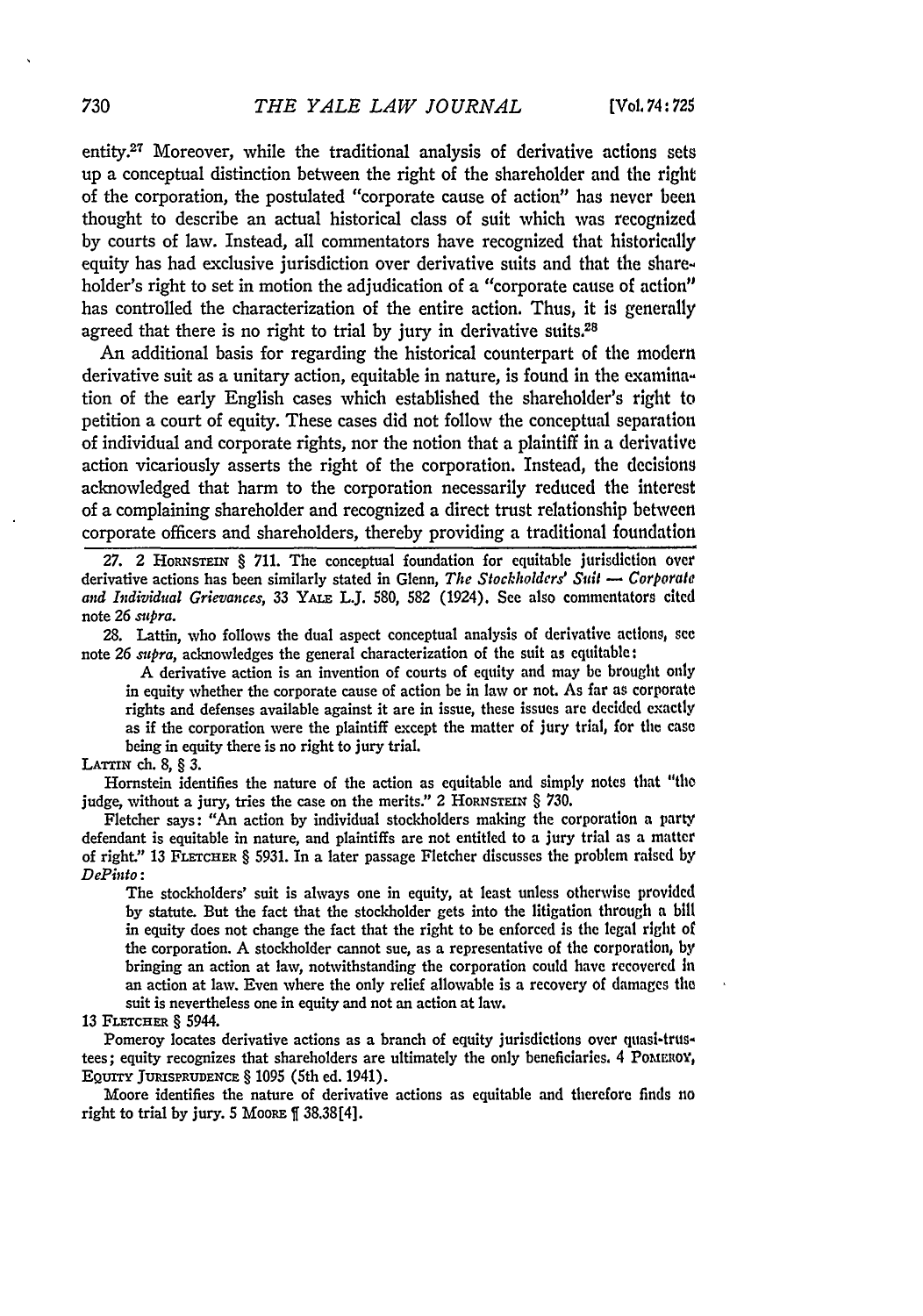entity.[27] Moreover, while the traditional analysis of derivative actions sets up a conceptual distinction between the right of the shareholder and the right of the corporation, the postulated "corporate cause of action" has never been thought to describe an actual historical class of suit which was recognized by courts of law. Instead, all commentators have recognized that historically equity has had exclusive jurisdiction over derivative suits and that the shareholder's right to set in motion the adjudication of a "corporate cause of action" has controlled the characterization of the entire action. Thus, it is generally agreed that there is no right to trial by jury in derivative suits.[28]

An additional basis for regarding the historical counterpart of the modern derivative suit as a unitary action, equitable in nature, is found in the examination of the early English cases which established the shareholder's right to petition a court of equity. These cases did not follow the conceptual separation of individual and corporate rights, nor the notion that a plaintiff in a derivative action vicariously asserts the right of the corporation. Instead, the decisions acknowledged that harm to the corporation necessarily reduced the interest of a complaining shareholder and recognized a direct trust relationship between corporate officers and shareholders, thereby providing a traditional foundation

27. 2 HORNSTEIN § 711. The conceptual foundation for equitable jurisdiction over derivative actions has been similarly stated in Glenn, *The Stockholders' Suit — Corporate and Individual Grievances*, 33 YALE L.J. 580, 582 (1924). See also commentators cited note 26 *supra*.

28. Lattin, who follows the dual aspect conceptual analysis of derivative actions, see note 26 *supra*, acknowledges the general characterization of the suit as equitable:

> A derivative action is an invention of courts of equity and may be brought only in equity whether the corporate cause of action be in law or not. As far as corporate rights and defenses available against it are in issue, these issues are decided exactly as if the corporation were the plaintiff except the matter of jury trial, for the case being in equity there is no right to jury trial.

LATTIN ch. 8, § 3.

Hornstein identifies the nature of the action as equitable and simply notes that "the judge, without a jury, tries the case on the merits." 2 HORNSTEIN § 730.

Fletcher says: "An action by individual stockholders making the corporation a party defendant is equitable in nature, and plaintiffs are not entitled to a jury trial as a matter of right." 13 FLETCHER § 5931. In a later passage Fletcher discusses the problem raised by *DePinto*:

> The stockholders' suit is always one in equity, at least unless otherwise provided by statute. But the fact that the stockholder gets into the litigation through a bill in equity does not change the fact that the right to be enforced is the legal right of the corporation. A stockholder cannot sue, as a representative of the corporation, by bringing an action at law, notwithstanding the corporation could have recovered in an action at law. Even where the only relief allowable is a recovery of damages the suit is nevertheless one in equity and not an action at law.

13 FLETCHER § 5944.

Pomeroy locates derivative actions as a branch of equity jurisdictions over quasi-trustees; equity recognizes that shareholders are ultimately the only beneficiaries. 4 POMEROY, EQUITY JURISPRUDENCE § 1095 (5th ed. 1941).

Moore identifies the nature of derivative actions as equitable and therefore finds no right to trial by jury. 5 MOORE ¶ 38.38[4].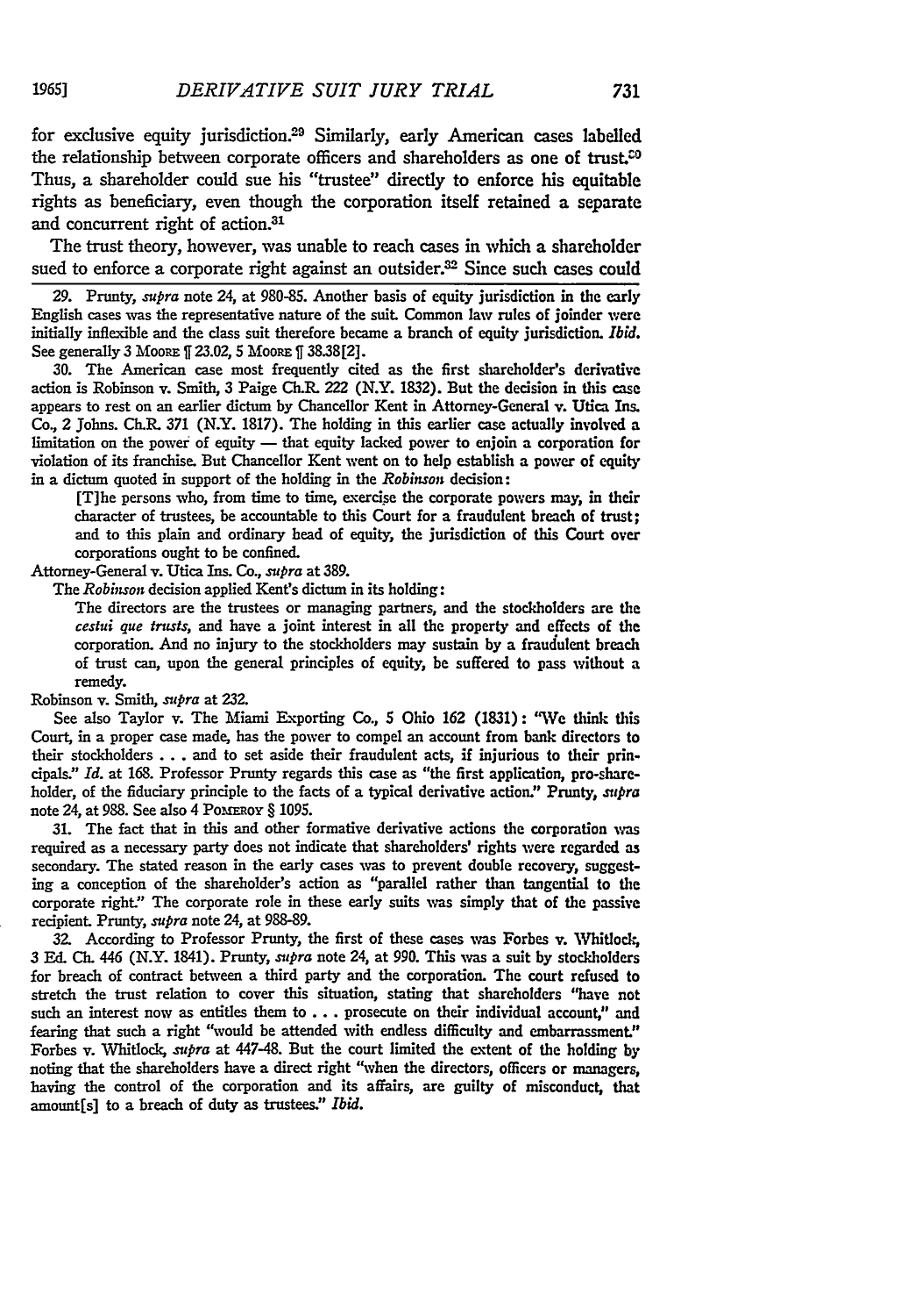for exclusive equity jurisdiction.[29] Similarly, early American cases labelled the relationship between corporate officers and shareholders as one of trust.[30] Thus, a shareholder could sue his "trustee" directly to enforce his equitable rights as beneficiary, even though the corporation itself retained a separate and concurrent right of action.[31]

The trust theory, however, was unable to reach cases in which a shareholder sued to enforce a corporate right against an outsider.[32] Since such cases could

---

29. Prunty, *supra* note 24, at 980-85. Another basis of equity jurisdiction in the early English cases was the representative nature of the suit. Common law rules of joinder were initially inflexible and the class suit therefore became a branch of equity jurisdiction. *Ibid.* See generally 3 MOORE ¶ 23.02, 5 MOORE ¶ 38.38[2].

30. The American case most frequently cited as the first shareholder's derivative action is Robinson v. Smith, 3 Paige Ch.R. 222 (N.Y. 1832). But the decision in this case appears to rest on an earlier dictum by Chancellor Kent in Attorney-General v. Utica Ins. Co., 2 Johns. Ch.R. 371 (N.Y. 1817). The holding in this earlier case actually involved a limitation on the power of equity — that equity lacked power to enjoin a corporation for violation of its franchise. But Chancellor Kent went on to help establish a power of equity in a dictum quoted in support of the holding in the *Robinson* decision:

> [T]he persons who, from time to time, exercise the corporate powers may, in their character of trustees, be accountable to this Court for a fraudulent breach of trust; and to this plain and ordinary head of equity, the jurisdiction of this Court over corporations ought to be confined.

Attorney-General v. Utica Ins. Co., *supra* at 389.

The *Robinson* decision applied Kent's dictum in its holding:

> The directors are the trustees or managing partners, and the stockholders are the *cestui que trusts*, and have a joint interest in all the property and effects of the corporation. And no injury to the stockholders may sustain by a fraudulent breach of trust can, upon the general principles of equity, be suffered to pass without a remedy.

Robinson v. Smith, *supra* at 232.

See also Taylor v. The Miami Exporting Co., 5 Ohio 162 (1831): "We think this Court, in a proper case made, has the power to compel an account from bank directors to their stockholders . . . and to set aside their fraudulent acts, if injurious to their principals." *Id.* at 168. Professor Prunty regards this case as "the first application, pro-shareholder, of the fiduciary principle to the facts of a typical derivative action." Prunty, *supra* note 24, at 988. See also 4 POMEROY § 1095.

31. The fact that in this and other formative derivative actions the corporation was required as a necessary party does not indicate that shareholders' rights were regarded as secondary. The stated reason in the early cases was to prevent double recovery, suggesting a conception of the shareholder's action as "parallel rather than tangential to the corporate right." The corporate role in these early suits was simply that of the passive recipient. Prunty, *supra* note 24, at 988-89.

32. According to Professor Prunty, the first of these cases was Forbes v. Whitlock, 3 Ed. Ch. 446 (N.Y. 1841). Prunty, *supra* note 24, at 990. This was a suit by stockholders for breach of contract between a third party and the corporation. The court refused to stretch the trust relation to cover this situation, stating that shareholders "have not such an interest now as entitles them to . . . prosecute on their individual account," and fearing that such a right "would be attended with endless difficulty and embarrassment." Forbes v. Whitlock, *supra* at 447-48. But the court limited the extent of the holding by noting that the shareholders have a direct right "when the directors, officers or managers, having the control of the corporation and its affairs, are guilty of misconduct, that amount[s] to a breach of duty as trustees." *Ibid.*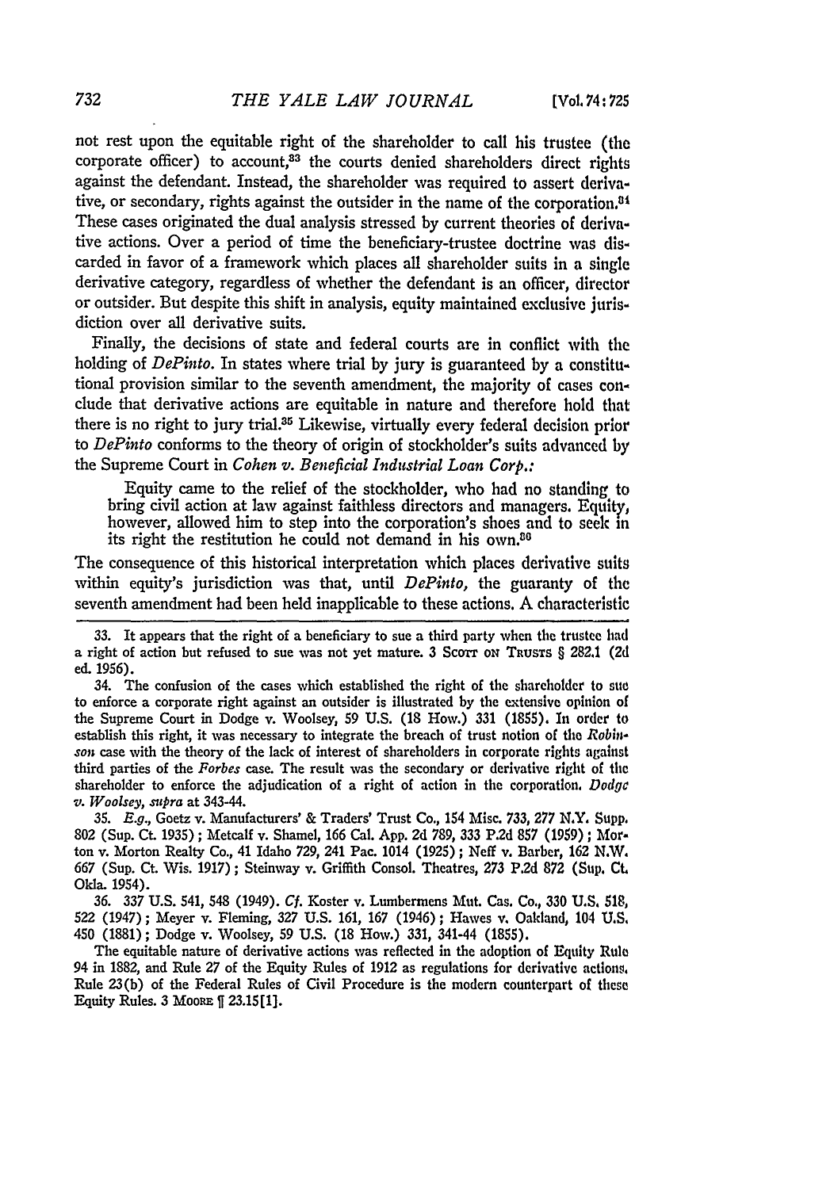not rest upon the equitable right of the shareholder to call his trustee (the corporate officer) to account,[33] the courts denied shareholders direct rights against the defendant. Instead, the shareholder was required to assert derivative, or secondary, rights against the outsider in the name of the corporation.[34] These cases originated the dual analysis stressed by current theories of derivative actions. Over a period of time the beneficiary-trustee doctrine was discarded in favor of a framework which places all shareholder suits in a single derivative category, regardless of whether the defendant is an officer, director or outsider. But despite this shift in analysis, equity maintained exclusive jurisdiction over all derivative suits.

Finally, the decisions of state and federal courts are in conflict with the holding of *DePinto*. In states where trial by jury is guaranteed by a constitutional provision similar to the seventh amendment, the majority of cases conclude that derivative actions are equitable in nature and therefore hold that there is no right to jury trial.[35] Likewise, virtually every federal decision prior to *DePinto* conforms to the theory of origin of stockholder's suits advanced by the Supreme Court in *Cohen v. Beneficial Industrial Loan Corp.*:

> Equity came to the relief of the stockholder, who had no standing to bring civil action at law against faithless directors and managers. Equity, however, allowed him to step into the corporation's shoes and to seek in its right the restitution he could not demand in his own.[36]

The consequence of this historical interpretation which places derivative suits within equity's jurisdiction was that, until *DePinto*, the guaranty of the seventh amendment had been held inapplicable to these actions. A characteristic

---

33. It appears that the right of a beneficiary to sue a third party when the trustee had a right of action but refused to sue was not yet mature. 3 Scott on Trusts § 282.1 (2d ed. 1956).

34. The confusion of the cases which established the right of the shareholder to sue to enforce a corporate right against an outsider is illustrated by the extensive opinion of the Supreme Court in Dodge v. Woolsey, 59 U.S. (18 How.) 331 (1855). In order to establish this right, it was necessary to integrate the breach of trust notion of the *Robinson* case with the theory of the lack of interest of shareholders in corporate rights against third parties of the *Forbes* case. The result was the secondary or derivative right of the shareholder to enforce the adjudication of a right of action in the corporation. *Dodge v. Woolsey*, *supra* at 343-44.

35. *E.g.*, Goetz v. Manufacturers' & Traders' Trust Co., 154 Misc. 733, 277 N.Y. Supp. 802 (Sup. Ct. 1935); Metcalf v. Shamel, 166 Cal. App. 2d 789, 333 P.2d 857 (1959); Morton v. Morton Realty Co., 41 Idaho 729, 241 Pac. 1014 (1925); Neff v. Barber, 162 N.W. 667 (Sup. Ct. Wis. 1917); Steinway v. Griffith Consol. Theatres, 273 P.2d 872 (Sup. Ct. Okla. 1954).

36. 337 U.S. 541, 548 (1949). *Cf.* Koster v. Lumbermens Mut. Cas. Co., 330 U.S. 518, 522 (1947); Meyer v. Fleming, 327 U.S. 161, 167 (1946); Hawes v. Oakland, 104 U.S. 450 (1881); Dodge v. Woolsey, 59 U.S. (18 How.) 331, 341-44 (1855).

The equitable nature of derivative actions was reflected in the adoption of Equity Rule 94 in 1882, and Rule 27 of the Equity Rules of 1912 as regulations for derivative actions. Rule 23(b) of the Federal Rules of Civil Procedure is the modern counterpart of these Equity Rules. 3 Moore ¶ 23.15[1].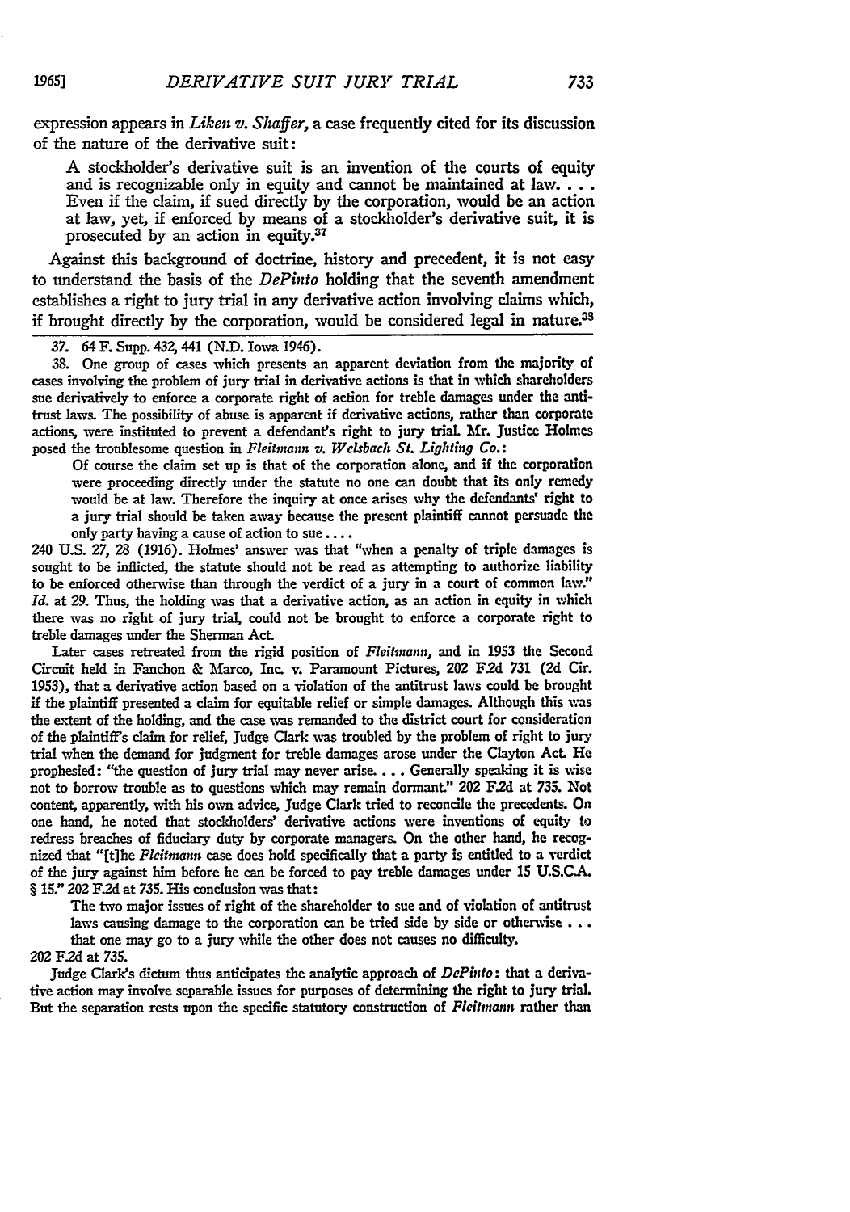expression appears in *Liken v. Shaffer*, a case frequently cited for its discussion of the nature of the derivative suit:

> A stockholder's derivative suit is an invention of the courts of equity and is recognizable only in equity and cannot be maintained at law. . . . Even if the claim, if sued directly by the corporation, would be an action at law, yet, if enforced by means of a stockholder's derivative suit, it is prosecuted by an action in equity.[37]

Against this background of doctrine, history and precedent, it is not easy to understand the basis of the *DePinto* holding that the seventh amendment establishes a right to jury trial in any derivative action involving claims which, if brought directly by the corporation, would be considered legal in nature.[38]

---

37. 64 F. Supp. 432, 441 (N.D. Iowa 1946).

38. One group of cases which presents an apparent deviation from the majority of cases involving the problem of jury trial in derivative actions is that in which shareholders sue derivatively to enforce a corporate right of action for treble damages under the antitrust laws. The possibility of abuse is apparent if derivative actions, rather than corporate actions, were instituted to prevent a defendant's right to jury trial. Mr. Justice Holmes posed the troublesome question in *Fleitmann v. Welsbach St. Lighting Co.*:

> Of course the claim set up is that of the corporation alone, and if the corporation were proceeding directly under the statute no one can doubt that its only remedy would be at law. Therefore the inquiry at once arises why the defendants' right to a jury trial should be taken away because the present plaintiff cannot persuade the only party having a cause of action to sue . . . .

240 U.S. 27, 28 (1916). Holmes' answer was that "when a penalty of triple damages is sought to be inflicted, the statute should not be read as attempting to authorize liability to be enforced otherwise than through the verdict of a jury in a court of common law." *Id.* at 29. Thus, the holding was that a derivative action, as an action in equity in which there was no right of jury trial, could not be brought to enforce a corporate right to treble damages under the Sherman Act.

Later cases retreated from the rigid position of *Fleitmann*, and in 1953 the Second Circuit held in Fanchon & Marco, Inc. v. Paramount Pictures, 202 F.2d 731 (2d Cir. 1953), that a derivative action based on a violation of the antitrust laws could be brought if the plaintiff presented a claim for equitable relief or simple damages. Although this was the extent of the holding, and the case was remanded to the district court for consideration of the plaintiff's claim for relief, Judge Clark was troubled by the problem of right to jury trial when the demand for judgment for treble damages arose under the Clayton Act. He prophesied: "the question of jury trial may never arise. . . . Generally speaking it is wise not to borrow trouble as to questions which may remain dormant." 202 F.2d at 735. Not content, apparently, with his own advice, Judge Clark tried to reconcile the precedents. On one hand, he noted that stockholders' derivative actions were inventions of equity to redress breaches of fiduciary duty by corporate managers. On the other hand, he recognized that "[t]he *Fleitmann* case does hold specifically that a party is entitled to a verdict of the jury against him before he can be forced to pay treble damages under 15 U.S.C.A. § 15." 202 F.2d at 735. His conclusion was that:

> The two major issues of right of the shareholder to sue and of violation of antitrust laws causing damage to the corporation can be tried side by side or otherwise . . . that one may go to a jury while the other does not causes no difficulty.

202 F.2d at 735.

Judge Clark's dictum thus anticipates the analytic approach of *DePinto*: that a derivative action may involve separable issues for purposes of determining the right to jury trial. But the separation rests upon the specific statutory construction of *Fleitmann* rather than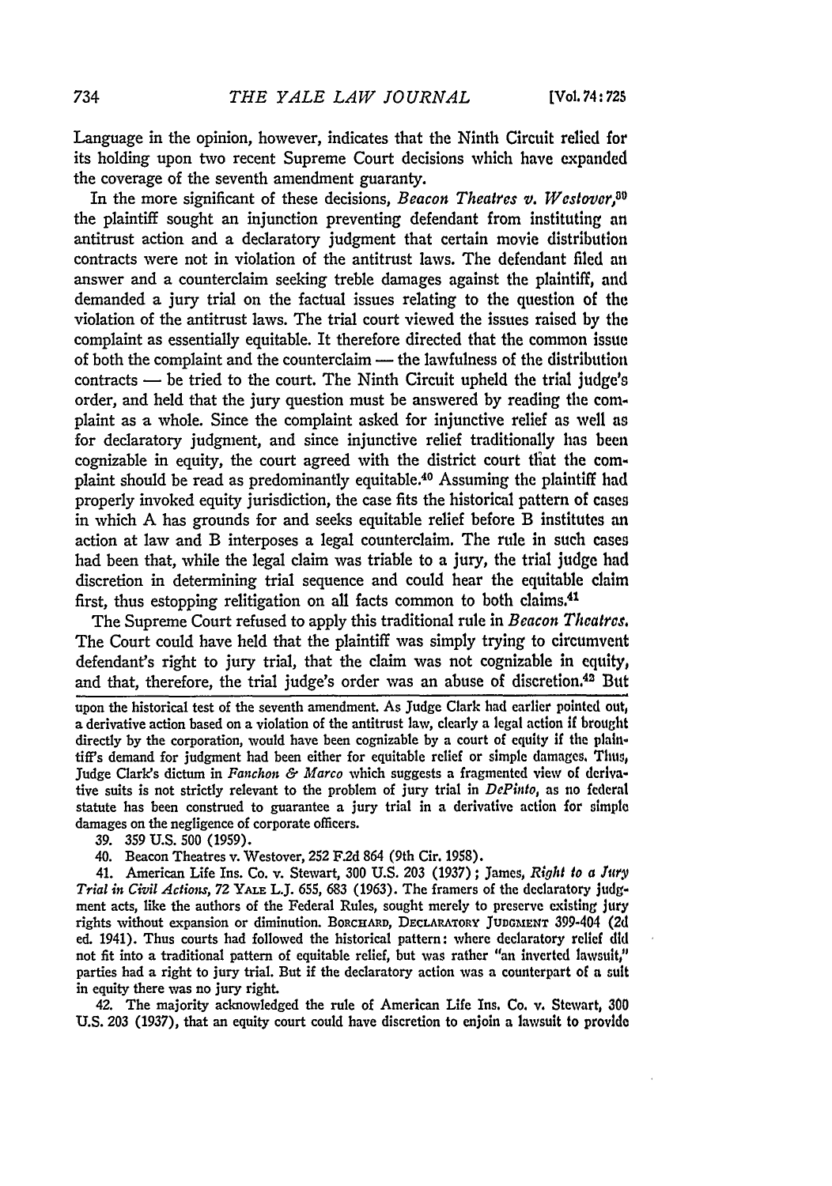Language in the opinion, however, indicates that the Ninth Circuit relied for its holding upon two recent Supreme Court decisions which have expanded the coverage of the seventh amendment guaranty.

In the more significant of these decisions, *Beacon Theatres v. Westover*,[39] the plaintiff sought an injunction preventing defendant from instituting an antitrust action and a declaratory judgment that certain movie distribution contracts were not in violation of the antitrust laws. The defendant filed an answer and a counterclaim seeking treble damages against the plaintiff, and demanded a jury trial on the factual issues relating to the question of the violation of the antitrust laws. The trial court viewed the issues raised by the complaint as essentially equitable. It therefore directed that the common issue of both the complaint and the counterclaim — the lawfulness of the distribution contracts — be tried to the court. The Ninth Circuit upheld the trial judge's order, and held that the jury question must be answered by reading the complaint as a whole. Since the complaint asked for injunctive relief as well as for declaratory judgment, and since injunctive relief traditionally has been cognizable in equity, the court agreed with the district court that the complaint should be read as predominantly equitable.[40] Assuming the plaintiff had properly invoked equity jurisdiction, the case fits the historical pattern of cases in which A has grounds for and seeks equitable relief before B institutes an action at law and B interposes a legal counterclaim. The rule in such cases had been that, while the legal claim was triable to a jury, the trial judge had discretion in determining trial sequence and could hear the equitable claim first, thus estopping relitigation on all facts common to both claims.[41]

The Supreme Court refused to apply this traditional rule in *Beacon Theatres*. The Court could have held that the plaintiff was simply trying to circumvent defendant's right to jury trial, that the claim was not cognizable in equity, and that, therefore, the trial judge's order was an abuse of discretion.[42] But

---

upon the historical test of the seventh amendment. As Judge Clark had earlier pointed out, a derivative action based on a violation of the antitrust law, clearly a legal action if brought directly by the corporation, would have been cognizable by a court of equity if the plaintiff's demand for judgment had been either for equitable relief or simple damages. Thus, Judge Clark's dictum in *Fanchon & Marco* which suggests a fragmented view of derivative suits is not strictly relevant to the problem of jury trial in *DePinto*, as no federal statute has been construed to guarantee a jury trial in a derivative action for simple damages on the negligence of corporate officers.

39. 359 U.S. 500 (1959).

40. Beacon Theatres v. Westover, 252 F.2d 864 (9th Cir. 1958).

41. American Life Ins. Co. v. Stewart, 300 U.S. 203 (1937); James, *Right to a Jury Trial in Civil Actions*, 72 YALE L.J. 655, 683 (1963). The framers of the declaratory judgment acts, like the authors of the Federal Rules, sought merely to preserve existing jury rights without expansion or diminution. BORCHARD, DECLARATORY JUDGMENT 399-404 (2d ed. 1941). Thus courts had followed the historical pattern: where declaratory relief did not fit into a traditional pattern of equitable relief, but was rather "an inverted lawsuit," parties had a right to jury trial. But if the declaratory action was a counterpart of a suit in equity there was no jury right.

42. The majority acknowledged the rule of American Life Ins. Co. v. Stewart, 300 U.S. 203 (1937), that an equity court could have discretion to enjoin a lawsuit to provide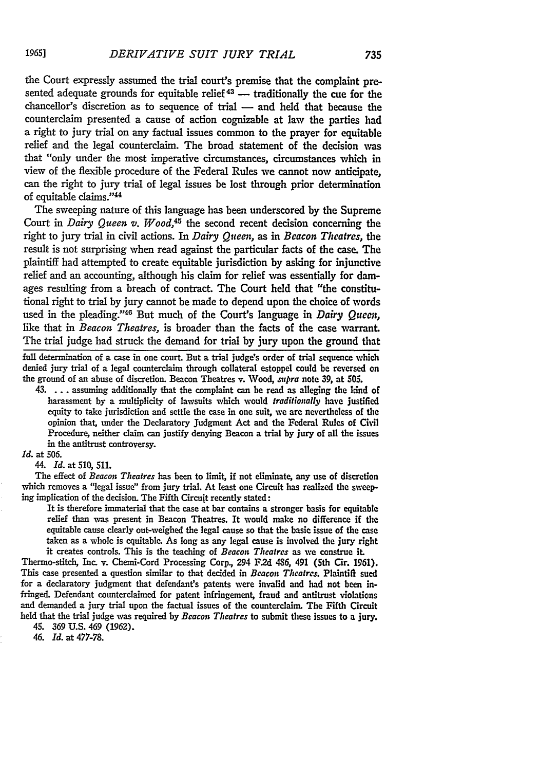the Court expressly assumed the trial court's premise that the complaint presented adequate grounds for equitable relief[43] — traditionally the cue for the chancellor's discretion as to sequence of trial — and held that because the counterclaim presented a cause of action cognizable at law the parties had a right to jury trial on any factual issues common to the prayer for equitable relief and the legal counterclaim. The broad statement of the decision was that "only under the most imperative circumstances, circumstances which in view of the flexible procedure of the Federal Rules we cannot now anticipate, can the right to jury trial of legal issues be lost through prior determination of equitable claims."[44]

The sweeping nature of this language has been underscored by the Supreme Court in *Dairy Queen v. Wood*,[45] the second recent decision concerning the right to jury trial in civil actions. In *Dairy Queen*, as in *Beacon Theatres*, the result is not surprising when read against the particular facts of the case. The plaintiff had attempted to create equitable jurisdiction by asking for injunctive relief and an accounting, although his claim for relief was essentially for damages resulting from a breach of contract. The Court held that "the constitutional right to trial by jury cannot be made to depend upon the choice of words used in the pleading."[46] But much of the Court's language in *Dairy Queen*, like that in *Beacon Theatres*, is broader than the facts of the case warrant. The trial judge had struck the demand for trial by jury upon the ground that

---

full determination of a case in one court. But a trial judge's order of trial sequence which denied jury trial of a legal counterclaim through collateral estoppel could be reversed on the ground of an abuse of discretion. Beacon Theatres v. Wood, *supra* note 39, at 505.

43. . . . assuming additionally that the complaint can be read as alleging the kind of harassment by a multiplicity of lawsuits which would *traditionally* have justified equity to take jurisdiction and settle the case in one suit, we are nevertheless of the opinion that, under the Declaratory Judgment Act and the Federal Rules of Civil Procedure, neither claim can justify denying Beacon a trial by jury of all the issues in the antitrust controversy.

*Id.* at 506.

44. *Id.* at 510, 511.

The effect of *Beacon Theatres* has been to limit, if not eliminate, any use of discretion which removes a "legal issue" from jury trial. At least one Circuit has realized the sweeping implication of the decision. The Fifth Circuit recently stated:

> It is therefore immaterial that the case at bar contains a stronger basis for equitable relief than was present in Beacon Theatres. It would make no difference if the equitable cause clearly out-weighed the legal cause so that the basic issue of the case taken as a whole is equitable. As long as any legal cause is involved the jury right it creates controls. This is the teaching of *Beacon Theatres* as we construe it.

Thermo-stitch, Inc. v. Chemi-Cord Processing Corp., 294 F.2d 486, 491 (5th Cir. 1961). This case presented a question similar to that decided in *Beacon Theatres*. Plaintiff sued for a declaratory judgment that defendant's patents were invalid and had not been infringed. Defendant counterclaimed for patent infringement, fraud and antitrust violations and demanded a jury trial upon the factual issues of the counterclaim. The Fifth Circuit held that the trial judge was required by *Beacon Theatres* to submit these issues to a jury.

45. 369 U.S. 469 (1962).

46. *Id.* at 477-78.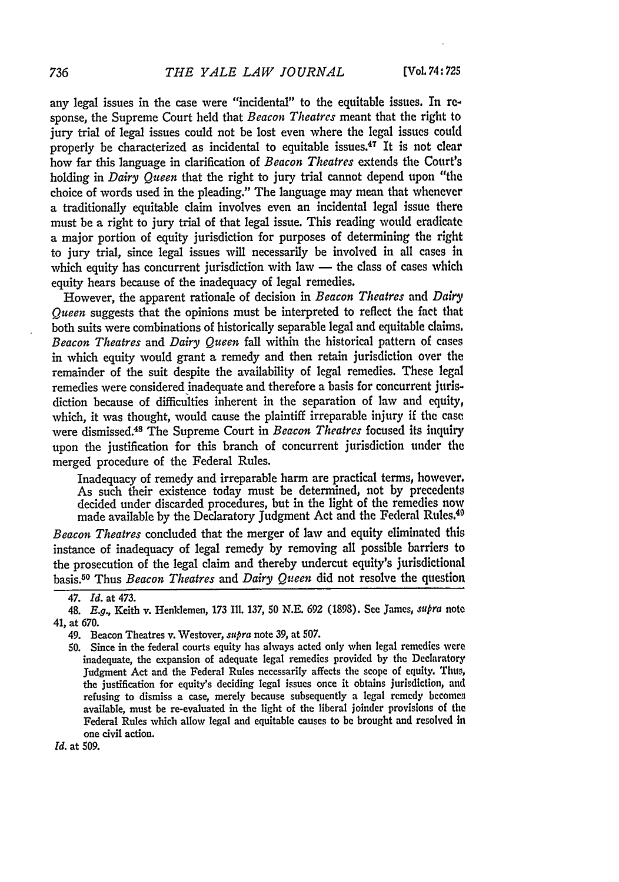any legal issues in the case were "incidental" to the equitable issues. In response, the Supreme Court held that *Beacon Theatres* meant that the right to jury trial of legal issues could not be lost even where the legal issues could properly be characterized as incidental to equitable issues.[47] It is not clear how far this language in clarification of *Beacon Theatres* extends the Court's holding in *Dairy Queen* that the right to jury trial cannot depend upon "the choice of words used in the pleading." The language may mean that whenever a traditionally equitable claim involves even an incidental legal issue there must be a right to jury trial of that legal issue. This reading would eradicate a major portion of equity jurisdiction for purposes of determining the right to jury trial, since legal issues will necessarily be involved in all cases in which equity has concurrent jurisdiction with law — the class of cases which equity hears because of the inadequacy of legal remedies.

However, the apparent rationale of decision in *Beacon Theatres* and *Dairy Queen* suggests that the opinions must be interpreted to reflect the fact that both suits were combinations of historically separable legal and equitable claims. *Beacon Theatres* and *Dairy Queen* fall within the historical pattern of cases in which equity would grant a remedy and then retain jurisdiction over the remainder of the suit despite the availability of legal remedies. These legal remedies were considered inadequate and therefore a basis for concurrent jurisdiction because of difficulties inherent in the separation of law and equity, which, it was thought, would cause the plaintiff irreparable injury if the case were dismissed.[48] The Supreme Court in *Beacon Theatres* focused its inquiry upon the justification for this branch of concurrent jurisdiction under the merged procedure of the Federal Rules.

> Inadequacy of remedy and irreparable harm are practical terms, however. As such their existence today must be determined, not by precedents decided under discarded procedures, but in the light of the remedies now made available by the Declaratory Judgment Act and the Federal Rules.[49]

*Beacon Theatres* concluded that the merger of law and equity eliminated this instance of inadequacy of legal remedy by removing all possible barriers to the prosecution of the legal claim and thereby undercut equity's jurisdictional basis.[50] Thus *Beacon Theatres* and *Dairy Queen* did not resolve the question

---

47. *Id.* at 473.

48. *E.g.*, Keith v. Henklemen, 173 Ill. 137, 50 N.E. 692 (1898). See James, *supra* note 41, at 670.

49. Beacon Theatres v. Westover, *supra* note 39, at 507.

50. Since in the federal courts equity has always acted only when legal remedies were inadequate, the expansion of adequate legal remedies provided by the Declaratory Judgment Act and the Federal Rules necessarily affects the scope of equity. Thus, the justification for equity's deciding legal issues once it obtains jurisdiction, and refusing to dismiss a case, merely because subsequently a legal remedy becomes available, must be re-evaluated in the light of the liberal joinder provisions of the Federal Rules which allow legal and equitable causes to be brought and resolved in one civil action.

*Id.* at 509.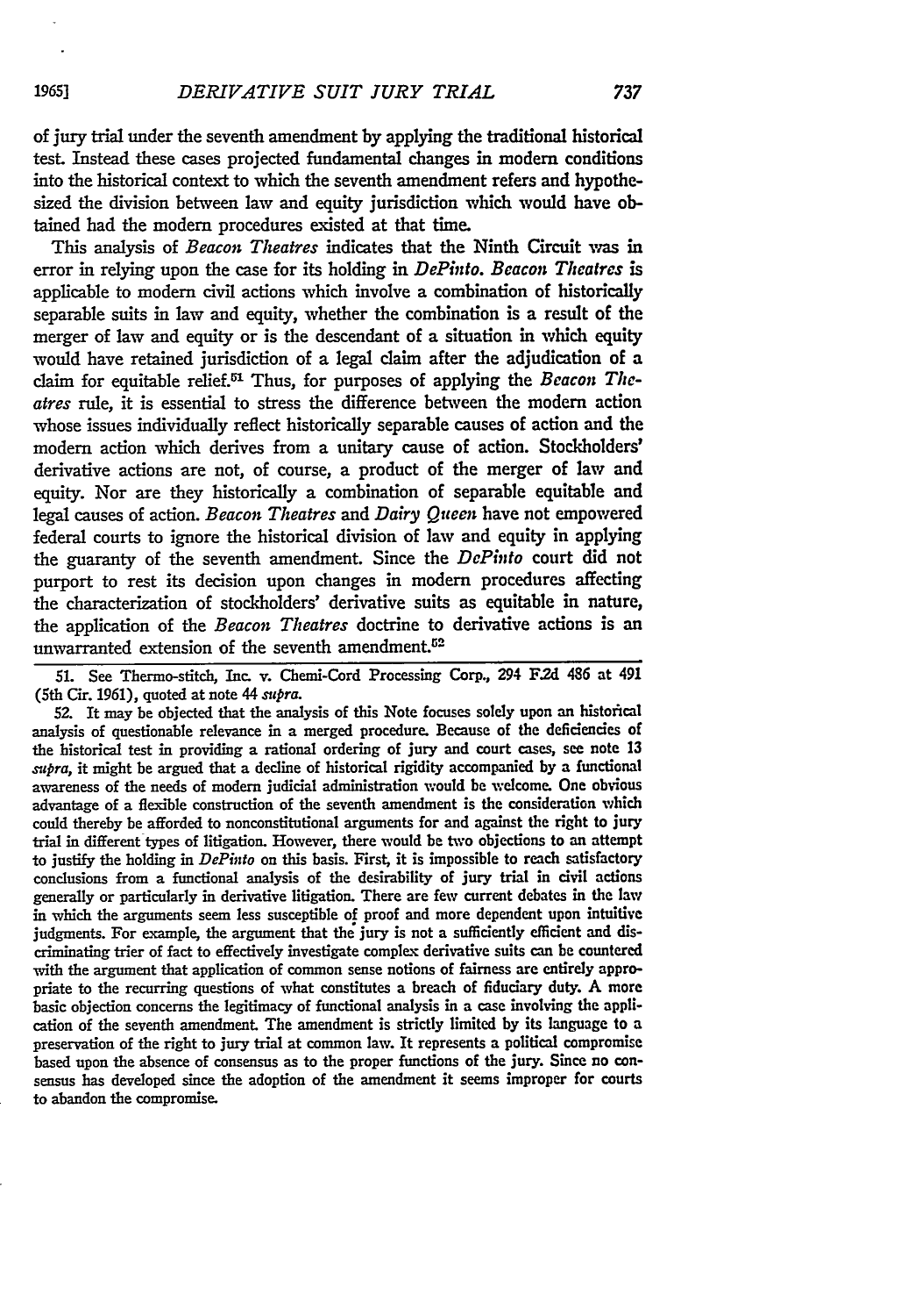of jury trial under the seventh amendment by applying the traditional historical test. Instead these cases projected fundamental changes in modern conditions into the historical context to which the seventh amendment refers and hypothesized the division between law and equity jurisdiction which would have obtained had the modern procedures existed at that time.

This analysis of *Beacon Theatres* indicates that the Ninth Circuit was in error in relying upon the case for its holding in *DePinto*. *Beacon Theatres* is applicable to modern civil actions which involve a combination of historically separable suits in law and equity, whether the combination is a result of the merger of law and equity or is the descendant of a situation in which equity would have retained jurisdiction of a legal claim after the adjudication of a claim for equitable relief.[51] Thus, for purposes of applying the *Beacon Theatres* rule, it is essential to stress the difference between the modern action whose issues individually reflect historically separable causes of action and the modern action which derives from a unitary cause of action. Stockholders' derivative actions are not, of course, a product of the merger of law and equity. Nor are they historically a combination of separable equitable and legal causes of action. *Beacon Theatres* and *Dairy Queen* have not empowered federal courts to ignore the historical division of law and equity in applying the guaranty of the seventh amendment. Since the *DePinto* court did not purport to rest its decision upon changes in modern procedures affecting the characterization of stockholders' derivative suits as equitable in nature, the application of the *Beacon Theatres* doctrine to derivative actions is an unwarranted extension of the seventh amendment.[52]

---

51. See Thermo-stitch, Inc. v. Chemi-Cord Processing Corp., 294 F.2d 486 at 491 (5th Cir. 1961), quoted at note 44 *supra*.

52. It may be objected that the analysis of this Note focuses solely upon an historical analysis of questionable relevance in a merged procedure. Because of the deficiencies of the historical test in providing a rational ordering of jury and court cases, see note 13 *supra*, it might be argued that a decline of historical rigidity accompanied by a functional awareness of the needs of modern judicial administration would be welcome. One obvious advantage of a flexible construction of the seventh amendment is the consideration which could thereby be afforded to nonconstitutional arguments for and against the right to jury trial in different types of litigation. However, there would be two objections to an attempt to justify the holding in *DePinto* on this basis. First, it is impossible to reach satisfactory conclusions from a functional analysis of the desirability of jury trial in civil actions generally or particularly in derivative litigation. There are few current debates in the law in which the arguments seem less susceptible of proof and more dependent upon intuitive judgments. For example, the argument that the jury is not a sufficiently efficient and discriminating trier of fact to effectively investigate complex derivative suits can be countered with the argument that application of common sense notions of fairness are entirely appropriate to the recurring questions of what constitutes a breach of fiduciary duty. A more basic objection concerns the legitimacy of functional analysis in a case involving the application of the seventh amendment. The amendment is strictly limited by its language to a preservation of the right to jury trial at common law. It represents a political compromise based upon the absence of consensus as to the proper functions of the jury. Since no consensus has developed since the adoption of the amendment it seems improper for courts to abandon the compromise.